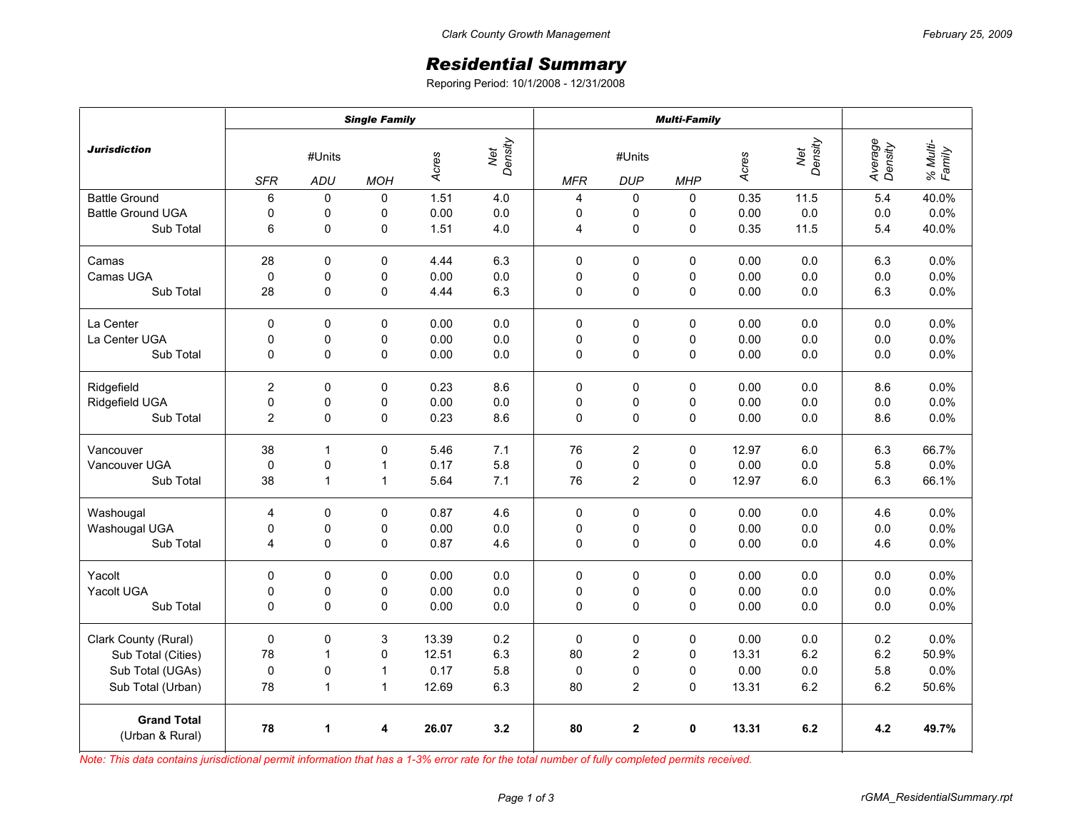# Residential Summary

Reporing Period: 10/1/2008 - 12/31/2008

| Jurisdiction | Single Family | | | | | Multi-Family | | | | | | |
|---|---|---|---|---|---|---|---|---|---|---|---|---|
| | #Units | | | Acres | Net Density | #Units | | | Acres | Net Density | Average Density | % Multi-Family |
| | SFR | ADU | MOH | | | MFR | DUP | MHP | | | | |
| Battle Ground | 6 | 0 | 0 | 1.51 | 4.0 | 4 | 0 | 0 | 0.35 | 11.5 | 5.4 | 40.0% |
| Battle Ground UGA | 0 | 0 | 0 | 0.00 | 0.0 | 0 | 0 | 0 | 0.00 | 0.0 | 0.0 | 0.0% |
| Sub Total | 6 | 0 | 0 | 1.51 | 4.0 | 4 | 0 | 0 | 0.35 | 11.5 | 5.4 | 40.0% |
| Camas | 28 | 0 | 0 | 4.44 | 6.3 | 0 | 0 | 0 | 0.00 | 0.0 | 6.3 | 0.0% |
| Camas UGA | 0 | 0 | 0 | 0.00 | 0.0 | 0 | 0 | 0 | 0.00 | 0.0 | 0.0 | 0.0% |
| Sub Total | 28 | 0 | 0 | 4.44 | 6.3 | 0 | 0 | 0 | 0.00 | 0.0 | 6.3 | 0.0% |
| La Center | 0 | 0 | 0 | 0.00 | 0.0 | 0 | 0 | 0 | 0.00 | 0.0 | 0.0 | 0.0% |
| La Center UGA | 0 | 0 | 0 | 0.00 | 0.0 | 0 | 0 | 0 | 0.00 | 0.0 | 0.0 | 0.0% |
| Sub Total | 0 | 0 | 0 | 0.00 | 0.0 | 0 | 0 | 0 | 0.00 | 0.0 | 0.0 | 0.0% |
| Ridgefield | 2 | 0 | 0 | 0.23 | 8.6 | 0 | 0 | 0 | 0.00 | 0.0 | 8.6 | 0.0% |
| Ridgefield UGA | 0 | 0 | 0 | 0.00 | 0.0 | 0 | 0 | 0 | 0.00 | 0.0 | 0.0 | 0.0% |
| Sub Total | 2 | 0 | 0 | 0.23 | 8.6 | 0 | 0 | 0 | 0.00 | 0.0 | 8.6 | 0.0% |
| Vancouver | 38 | 1 | 0 | 5.46 | 7.1 | 76 | 2 | 0 | 12.97 | 6.0 | 6.3 | 66.7% |
| Vancouver UGA | 0 | 0 | 1 | 0.17 | 5.8 | 0 | 0 | 0 | 0.00 | 0.0 | 5.8 | 0.0% |
| Sub Total | 38 | 1 | 1 | 5.64 | 7.1 | 76 | 2 | 0 | 12.97 | 6.0 | 6.3 | 66.1% |
| Washougal | 4 | 0 | 0 | 0.87 | 4.6 | 0 | 0 | 0 | 0.00 | 0.0 | 4.6 | 0.0% |
| Washougal UGA | 0 | 0 | 0 | 0.00 | 0.0 | 0 | 0 | 0 | 0.00 | 0.0 | 0.0 | 0.0% |
| Sub Total | 4 | 0 | 0 | 0.87 | 4.6 | 0 | 0 | 0 | 0.00 | 0.0 | 4.6 | 0.0% |
| Yacolt | 0 | 0 | 0 | 0.00 | 0.0 | 0 | 0 | 0 | 0.00 | 0.0 | 0.0 | 0.0% |
| Yacolt UGA | 0 | 0 | 0 | 0.00 | 0.0 | 0 | 0 | 0 | 0.00 | 0.0 | 0.0 | 0.0% |
| Sub Total | 0 | 0 | 0 | 0.00 | 0.0 | 0 | 0 | 0 | 0.00 | 0.0 | 0.0 | 0.0% |
| Clark County (Rural) | 0 | 0 | 3 | 13.39 | 0.2 | 0 | 0 | 0 | 0.00 | 0.0 | 0.2 | 0.0% |
| Sub Total (Cities) | 78 | 1 | 0 | 12.51 | 6.3 | 80 | 2 | 0 | 13.31 | 6.2 | 6.2 | 50.9% |
| Sub Total (UGAs) | 0 | 0 | 1 | 0.17 | 5.8 | 0 | 0 | 0 | 0.00 | 0.0 | 5.8 | 0.0% |
| Sub Total (Urban) | 78 | 1 | 1 | 12.69 | 6.3 | 80 | 2 | 0 | 13.31 | 6.2 | 6.2 | 50.6% |
| **Grand Total** (Urban & Rural) | **78** | **1** | **4** | **26.07** | **3.2** | **80** | **2** | **0** | **13.31** | **6.2** | **4.2** | **49.7%** |

*Note: This data contains jurisdictional permit information that has a 1-3% error rate for the total number of fully completed permits received.*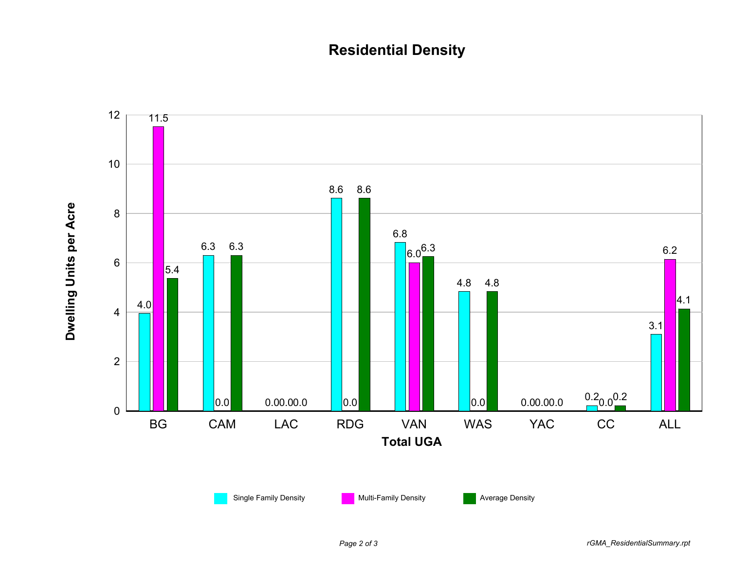# Residential Density

Dwelling Units per Acre

12
10
8
6
4
2
0

BG: 4.0, 11.5, 5.4
CAM: 6.3, 0.0, 6.3
LAC: 0.0 0.0 0.0
RDG: 8.6, 0.0, 8.6
VAN: 6.8, 6.0, 6.3
WAS: 4.8, 0.0, 4.8
YAC: 0.0 0.0 0.0
CC: 0.2, 0.0, 0.2
ALL: 3.1, 6.2, 4.1

**Total UGA**

Single Family Density

Multi-Family Density

Average Density

*rGMA_ResidentialSummary.rpt*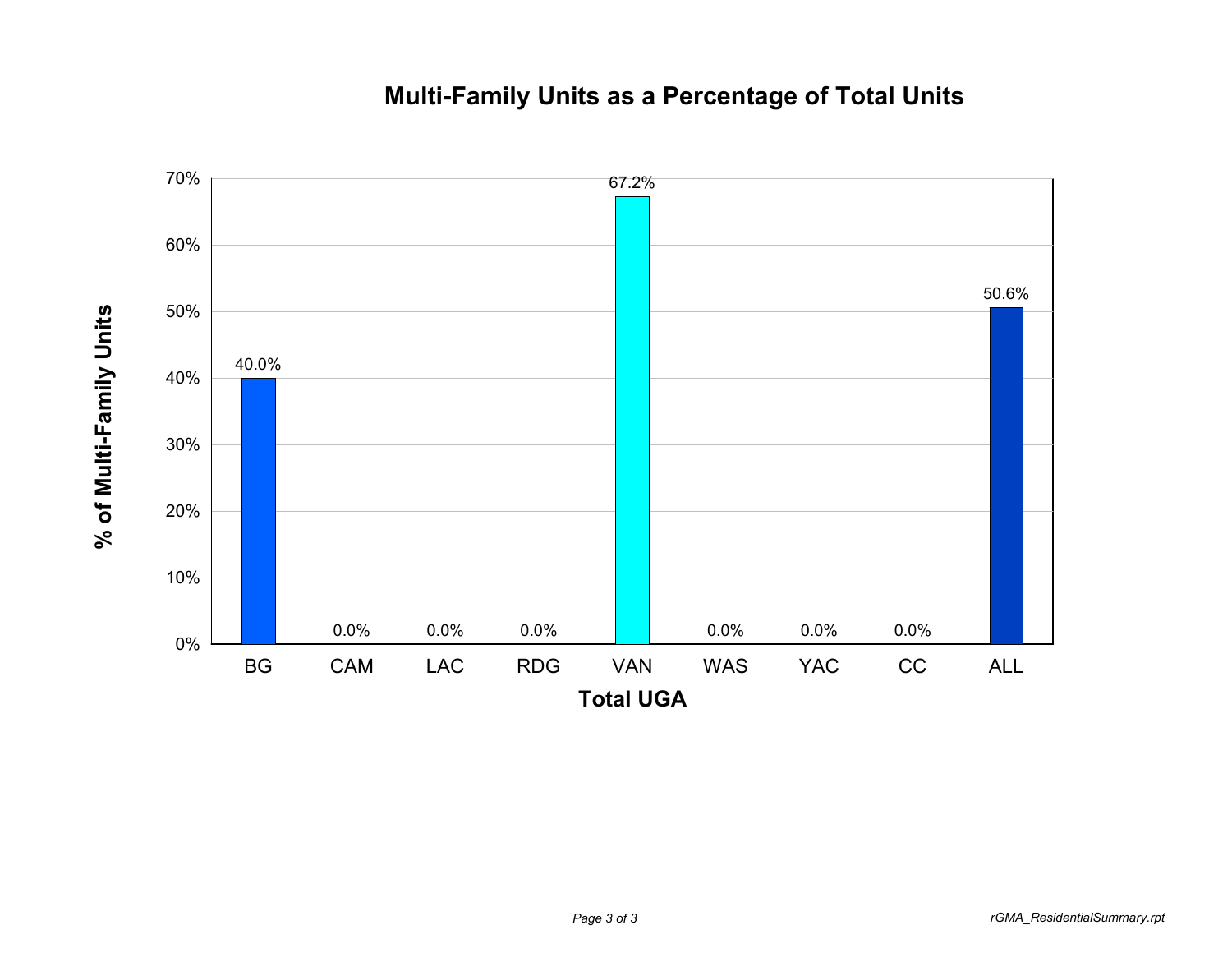# Multi-Family Units as a Percentage of Total Units

% of Multi-Family Units

70%
60%
50%
40%
30%
20%
10%
0%

40.0%
0.0%
0.0%
0.0%
67.2%
0.0%
0.0%
0.0%
50.6%

BG
CAM
LAC
RDG
VAN
WAS
YAC
CC
ALL

Total UGA

*rGMA_ResidentialSummary.rpt*